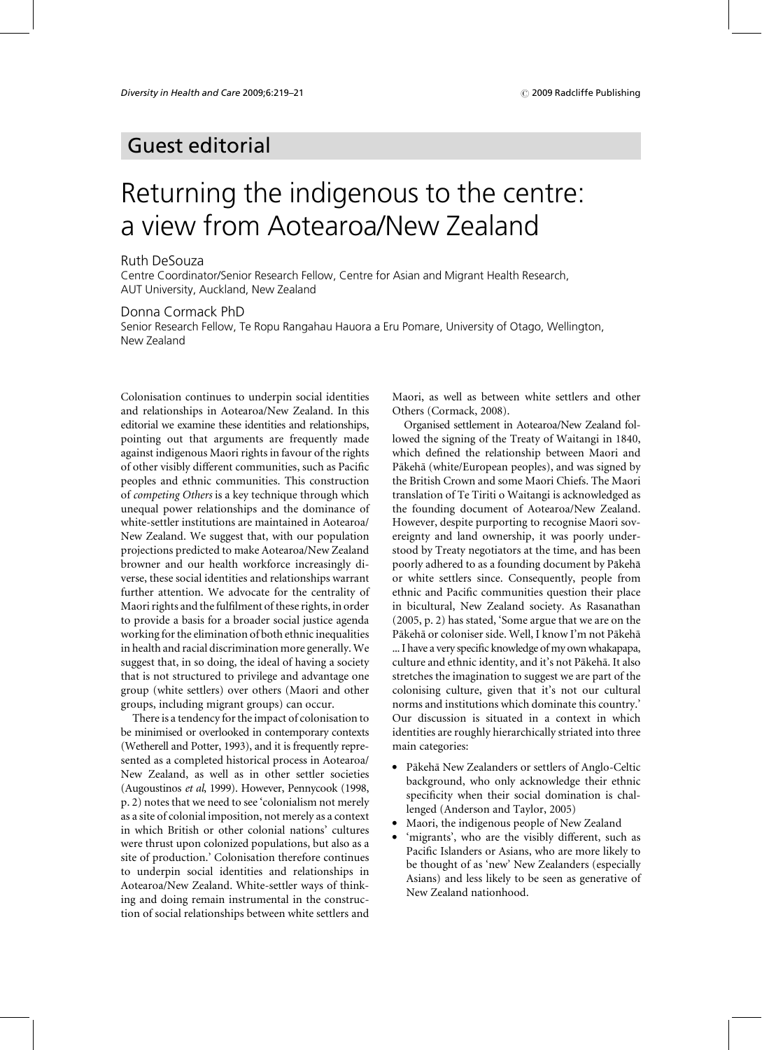## Guest editorial

# Returning the indigenous to the centre: a view from Aotearoa/New Zealand

Ruth DeSouza
Centre Coordinator/Senior Research Fellow, Centre for Asian and Migrant Health Research, AUT University, Auckland, New Zealand

Donna Cormack PhD
Senior Research Fellow, Te Ropu Rangahau Hauora a Eru Pomare, University of Otago, Wellington, New Zealand

Colonisation continues to underpin social identities and relationships in Aotearoa/New Zealand. In this editorial we examine these identities and relationships, pointing out that arguments are frequently made against indigenous Maori rights in favour of the rights of other visibly different communities, such as Pacific peoples and ethnic communities. This construction of *competing Others* is a key technique through which unequal power relationships and the dominance of white-settler institutions are maintained in Aotearoa/New Zealand. We suggest that, with our population projections predicted to make Aotearoa/New Zealand browner and our health workforce increasingly diverse, these social identities and relationships warrant further attention. We advocate for the centrality of Maori rights and the fulfilment of these rights, in order to provide a basis for a broader social justice agenda working for the elimination of both ethnic inequalities in health and racial discrimination more generally. We suggest that, in so doing, the ideal of having a society that is not structured to privilege and advantage one group (white settlers) over others (Maori and other groups, including migrant groups) can occur.

There is a tendency for the impact of colonisation to be minimised or overlooked in contemporary contexts (Wetherell and Potter, 1993), and it is frequently represented as a completed historical process in Aotearoa/New Zealand, as well as in other settler societies (Augoustinos *et al*, 1999). However, Pennycook (1998, p. 2) notes that we need to see 'colonialism not merely as a site of colonial imposition, not merely as a context in which British or other colonial nations' cultures were thrust upon colonized populations, but also as a site of production.' Colonisation therefore continues to underpin social identities and relationships in Aotearoa/New Zealand. White-settler ways of thinking and doing remain instrumental in the construction of social relationships between white settlers and Maori, as well as between white settlers and other Others (Cormack, 2008).

Organised settlement in Aotearoa/New Zealand followed the signing of the Treaty of Waitangi in 1840, which defined the relationship between Maori and Pākehā (white/European peoples), and was signed by the British Crown and some Maori Chiefs. The Maori translation of Te Tiriti o Waitangi is acknowledged as the founding document of Aotearoa/New Zealand. However, despite purporting to recognise Maori sovereignty and land ownership, it was poorly understood by Treaty negotiators at the time, and has been poorly adhered to as a founding document by Pākehā or white settlers since. Consequently, people from ethnic and Pacific communities question their place in bicultural, New Zealand society. As Rasanathan (2005, p. 2) has stated, 'Some argue that we are on the Pākehā or coloniser side. Well, I know I'm not Pākehā ... I have a very specific knowledge of my own whakapapa, culture and ethnic identity, and it's not Pākehā. It also stretches the imagination to suggest we are part of the colonising culture, given that it's not our cultural norms and institutions which dominate this country.' Our discussion is situated in a context in which identities are roughly hierarchically striated into three main categories:

- Pākehā New Zealanders or settlers of Anglo-Celtic background, who only acknowledge their ethnic specificity when their social domination is challenged (Anderson and Taylor, 2005)
- Maori, the indigenous people of New Zealand
- 'migrants', who are the visibly different, such as Pacific Islanders or Asians, who are more likely to be thought of as 'new' New Zealanders (especially Asians) and less likely to be seen as generative of New Zealand nationhood.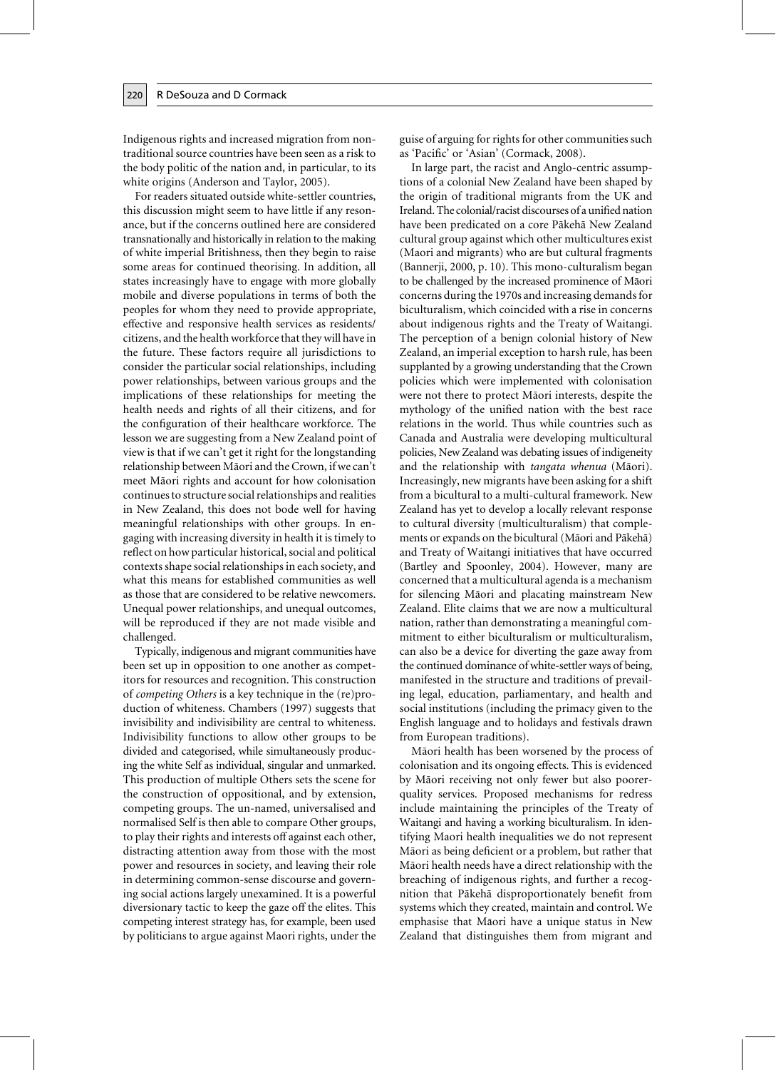Indigenous rights and increased migration from non-traditional source countries have been seen as a risk to the body politic of the nation and, in particular, to its white origins (Anderson and Taylor, 2005).

For readers situated outside white-settler countries, this discussion might seem to have little if any resonance, but if the concerns outlined here are considered transnationally and historically in relation to the making of white imperial Britishness, then they begin to raise some areas for continued theorising. In addition, all states increasingly have to engage with more globally mobile and diverse populations in terms of both the peoples for whom they need to provide appropriate, effective and responsive health services as residents/citizens, and the health workforce that they will have in the future. These factors require all jurisdictions to consider the particular social relationships, including power relationships, between various groups and the implications of these relationships for meeting the health needs and rights of all their citizens, and for the configuration of their healthcare workforce. The lesson we are suggesting from a New Zealand point of view is that if we can't get it right for the longstanding relationship between Māori and the Crown, if we can't meet Māori rights and account for how colonisation continues to structure social relationships and realities in New Zealand, this does not bode well for having meaningful relationships with other groups. In engaging with increasing diversity in health it is timely to reflect on how particular historical, social and political contexts shape social relationships in each society, and what this means for established communities as well as those that are considered to be relative newcomers. Unequal power relationships, and unequal outcomes, will be reproduced if they are not made visible and challenged.

Typically, indigenous and migrant communities have been set up in opposition to one another as competitors for resources and recognition. This construction of *competing Others* is a key technique in the (re)production of whiteness. Chambers (1997) suggests that invisibility and indivisibility are central to whiteness. Indivisibility functions to allow other groups to be divided and categorised, while simultaneously producing the white Self as individual, singular and unmarked. This production of multiple Others sets the scene for the construction of oppositional, and by extension, competing groups. The un-named, universalised and normalised Self is then able to compare Other groups, to play their rights and interests off against each other, distracting attention away from those with the most power and resources in society, and leaving their role in determining common-sense discourse and governing social actions largely unexamined. It is a powerful diversionary tactic to keep the gaze off the elites. This competing interest strategy has, for example, been used by politicians to argue against Maori rights, under the guise of arguing for rights for other communities such as 'Pacific' or 'Asian' (Cormack, 2008).

In large part, the racist and Anglo-centric assumptions of a colonial New Zealand have been shaped by the origin of traditional migrants from the UK and Ireland. The colonial/racist discourses of a unified nation have been predicated on a core Pākehā New Zealand cultural group against which other multicultures exist (Maori and migrants) who are but cultural fragments (Bannerji, 2000, p. 10). This mono-culturalism began to be challenged by the increased prominence of Māori concerns during the 1970s and increasing demands for biculturalism, which coincided with a rise in concerns about indigenous rights and the Treaty of Waitangi. The perception of a benign colonial history of New Zealand, an imperial exception to harsh rule, has been supplanted by a growing understanding that the Crown policies which were implemented with colonisation were not there to protect Māori interests, despite the mythology of the unified nation with the best race relations in the world. Thus while countries such as Canada and Australia were developing multicultural policies, New Zealand was debating issues of indigeneity and the relationship with *tangata whenua* (Māori). Increasingly, new migrants have been asking for a shift from a bicultural to a multi-cultural framework. New Zealand has yet to develop a locally relevant response to cultural diversity (multiculturalism) that complements or expands on the bicultural (Māori and Pākehā) and Treaty of Waitangi initiatives that have occurred (Bartley and Spoonley, 2004). However, many are concerned that a multicultural agenda is a mechanism for silencing Māori and placating mainstream New Zealand. Elite claims that we are now a multicultural nation, rather than demonstrating a meaningful commitment to either biculturalism or multiculturalism, can also be a device for diverting the gaze away from the continued dominance of white-settler ways of being, manifested in the structure and traditions of prevailing legal, education, parliamentary, and health and social institutions (including the primacy given to the English language and to holidays and festivals drawn from European traditions).

Māori health has been worsened by the process of colonisation and its ongoing effects. This is evidenced by Māori receiving not only fewer but also poorer-quality services. Proposed mechanisms for redress include maintaining the principles of the Treaty of Waitangi and having a working biculturalism. In identifying Maori health inequalities we do not represent Māori as being deficient or a problem, but rather that Māori health needs have a direct relationship with the breaching of indigenous rights, and further a recognition that Pākehā disproportionately benefit from systems which they created, maintain and control. We emphasise that Māori have a unique status in New Zealand that distinguishes them from migrant and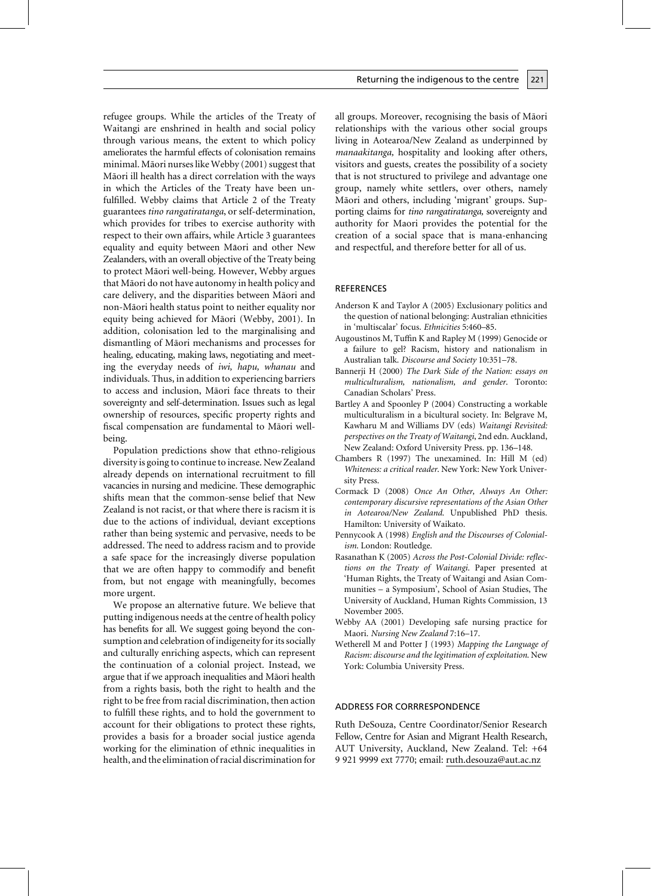refugee groups. While the articles of the Treaty of Waitangi are enshrined in health and social policy through various means, the extent to which policy ameliorates the harmful effects of colonisation remains minimal. Māori nurses like Webby (2001) suggest that Māori ill health has a direct correlation with the ways in which the Articles of the Treaty have been unfulfilled. Webby claims that Article 2 of the Treaty guarantees *tino rangatiratanga*, or self-determination, which provides for tribes to exercise authority with respect to their own affairs, while Article 3 guarantees equality and equity between Māori and other New Zealanders, with an overall objective of the Treaty being to protect Māori well-being. However, Webby argues that Māori do not have autonomy in health policy and care delivery, and the disparities between Māori and non-Māori health status point to neither equality nor equity being achieved for Māori (Webby, 2001). In addition, colonisation led to the marginalising and dismantling of Māori mechanisms and processes for healing, educating, making laws, negotiating and meeting the everyday needs of *iwi, hapu, whanau* and individuals. Thus, in addition to experiencing barriers to access and inclusion, Māori face threats to their sovereignty and self-determination. Issues such as legal ownership of resources, specific property rights and fiscal compensation are fundamental to Māori well-being.

Population predictions show that ethno-religious diversity is going to continue to increase. New Zealand already depends on international recruitment to fill vacancies in nursing and medicine. These demographic shifts mean that the common-sense belief that New Zealand is not racist, or that where there is racism it is due to the actions of individual, deviant exceptions rather than being systemic and pervasive, needs to be addressed. The need to address racism and to provide a safe space for the increasingly diverse population that we are often happy to commodify and benefit from, but not engage with meaningfully, becomes more urgent.

We propose an alternative future. We believe that putting indigenous needs at the centre of health policy has benefits for all. We suggest going beyond the consumption and celebration of indigeneity for its socially and culturally enriching aspects, which can represent the continuation of a colonial project. Instead, we argue that if we approach inequalities and Māori health from a rights basis, both the right to health and the right to be free from racial discrimination, then action to fulfill these rights, and to hold the government to account for their obligations to protect these rights, provides a basis for a broader social justice agenda working for the elimination of ethnic inequalities in health, and the elimination of racial discrimination for all groups. Moreover, recognising the basis of Māori relationships with the various other social groups living in Aotearoa/New Zealand as underpinned by *manaakitanga*, hospitality and looking after others, visitors and guests, creates the possibility of a society that is not structured to privilege and advantage one group, namely white settlers, over others, namely Māori and others, including 'migrant' groups. Supporting claims for *tino rangatiratanga*, sovereignty and authority for Maori provides the potential for the creation of a social space that is mana-enhancing and respectful, and therefore better for all of us.

## REFERENCES

Anderson K and Taylor A (2005) Exclusionary politics and the question of national belonging: Australian ethnicities in 'multiscalar' focus. *Ethnicities* 5:460–85.

Augoustinos M, Tuffin K and Rapley M (1999) Genocide or a failure to gel? Racism, history and nationalism in Australian talk. *Discourse and Society* 10:351–78.

Bannerji H (2000) *The Dark Side of the Nation: essays on multiculturalism, nationalism, and gender*. Toronto: Canadian Scholars' Press.

Bartley A and Spoonley P (2004) Constructing a workable multiculturalism in a bicultural society. In: Belgrave M, Kawharu M and Williams DV (eds) *Waitangi Revisited: perspectives on the Treaty of Waitangi*, 2nd edn. Auckland, New Zealand: Oxford University Press. pp. 136–148.

Chambers R (1997) The unexamined. In: Hill M (ed) *Whiteness: a critical reader*. New York: New York University Press.

Cormack D (2008) *Once An Other, Always An Other: contemporary discursive representations of the Asian Other in Aotearoa/New Zealand*. Unpublished PhD thesis. Hamilton: University of Waikato.

Pennycook A (1998) *English and the Discourses of Colonialism*. London: Routledge.

Rasanathan K (2005) *Across the Post-Colonial Divide: reflections on the Treaty of Waitangi*. Paper presented at 'Human Rights, the Treaty of Waitangi and Asian Communities – a Symposium', School of Asian Studies, The University of Auckland, Human Rights Commission, 13 November 2005.

Webby AA (2001) Developing safe nursing practice for Maori. *Nursing New Zealand* 7:16–17.

Wetherell M and Potter J (1993) *Mapping the Language of Racism: discourse and the legitimation of exploitation*. New York: Columbia University Press.

## ADDRESS FOR CORRRESPONDENCE

Ruth DeSouza, Centre Coordinator/Senior Research Fellow, Centre for Asian and Migrant Health Research, AUT University, Auckland, New Zealand. Tel: +64 9 921 9999 ext 7770; email: ruth.desouza@aut.ac.nz